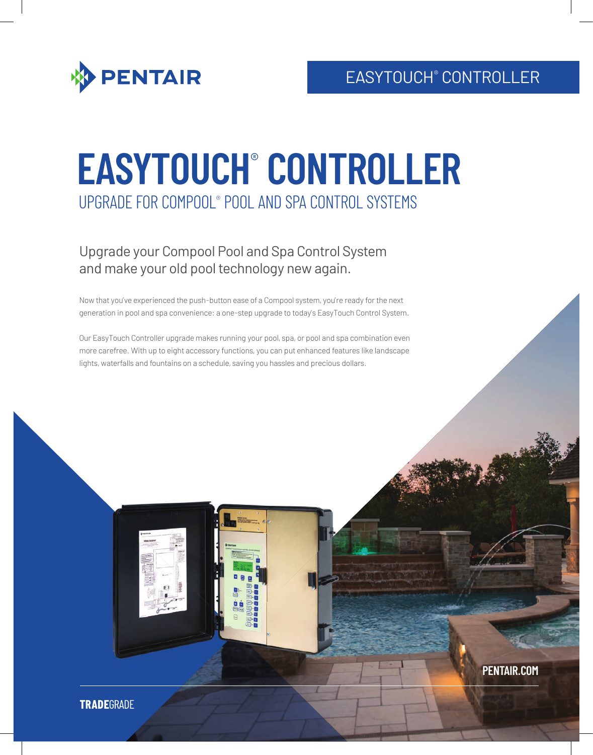PENTAIR

EASYTOUCH® CONTROLLER

# EASYTOUCH® CONTROLLER

## UPGRADE FOR COMPOOL® POOL AND SPA CONTROL SYSTEMS

Upgrade your Compool Pool and Spa Control System and make your old pool technology new again.

Now that you've experienced the push-button ease of a Compool system, you're ready for the next generation in pool and spa convenience: a one-step upgrade to today's EasyTouch Control System.

Our EasyTouch Controller upgrade makes running your pool, spa, or pool and spa combination even more carefree. With up to eight accessory functions, you can put enhanced features like landscape lights, waterfalls and fountains on a schedule, saving you hassles and precious dollars.

PENTAIR.COM

**TRADE**GRADE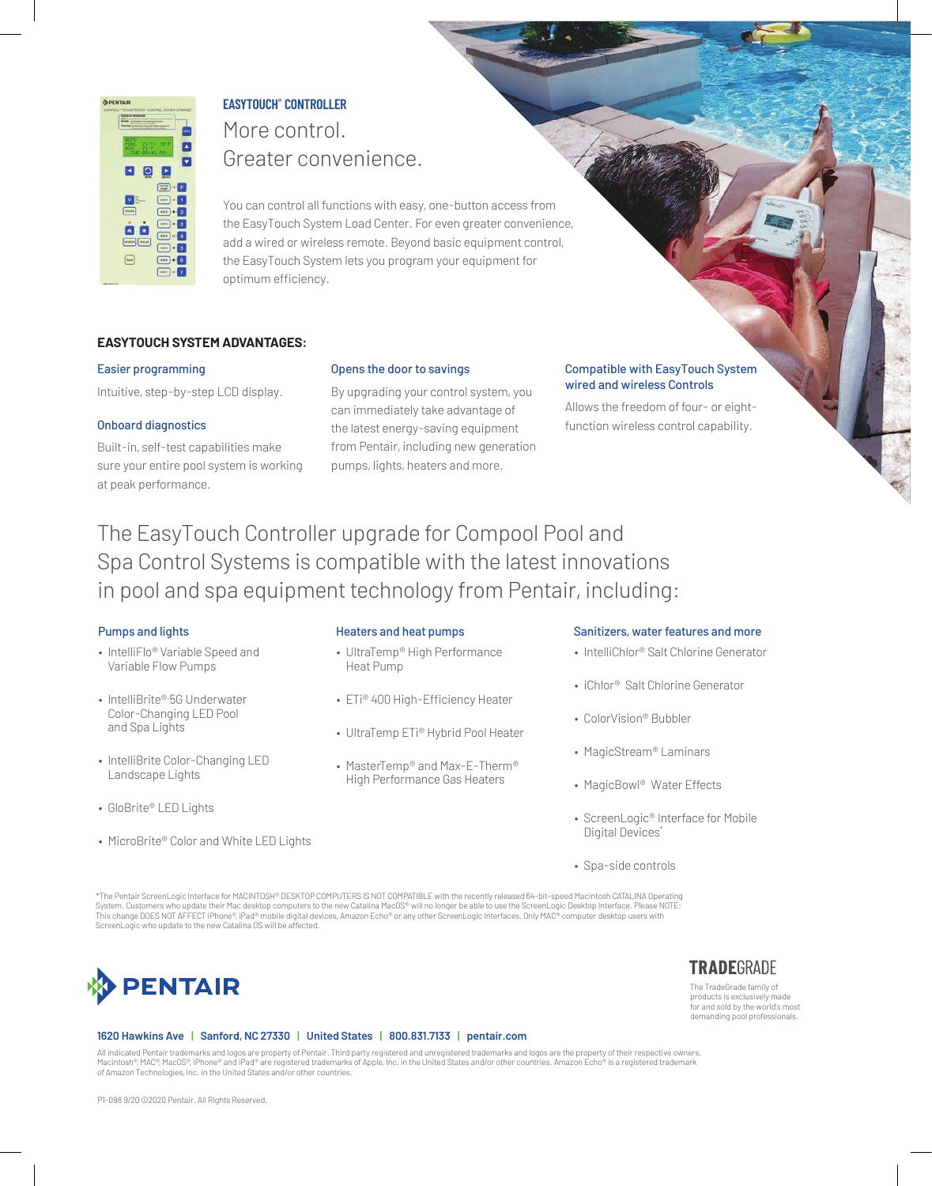## EASYTOUCH® CONTROLLER

# More control.
# Greater convenience.

You can control all functions with easy, one-button access from the EasyTouch System Load Center. For even greater convenience, add a wired or wireless remote. Beyond basic equipment control, the EasyTouch System lets you program your equipment for optimum efficiency.

### EASYTOUCH SYSTEM ADVANTAGES:

**Easier programming**

Intuitive, step-by-step LCD display.

**Onboard diagnostics**

Built-in, self-test capabilities make sure your entire pool system is working at peak performance.

**Opens the door to savings**

By upgrading your control system, you can immediately take advantage of the latest energy-saving equipment from Pentair, including new generation pumps, lights, heaters and more.

**Compatible with EasyTouch System wired and wireless Controls**

Allows the freedom of four- or eight-function wireless control capability.

## The EasyTouch Controller upgrade for Compool Pool and Spa Control Systems is compatible with the latest innovations in pool and spa equipment technology from Pentair, including:

**Pumps and lights**

- IntelliFlo® Variable Speed and Variable Flow Pumps
- IntelliBrite® 5G Underwater Color-Changing LED Pool and Spa Lights
- IntelliBrite Color-Changing LED Landscape Lights
- GloBrite® LED Lights
- MicroBrite® Color and White LED Lights

**Heaters and heat pumps**

- UltraTemp® High Performance Heat Pump
- ETi® 400 High-Efficiency Heater
- UltraTemp ETi® Hybrid Pool Heater
- MasterTemp® and Max-E-Therm® High Performance Gas Heaters

**Sanitizers, water features and more**

- IntelliChlor® Salt Chlorine Generator
- iChlor® Salt Chlorine Generator
- ColorVision® Bubbler
- MagicStream® Laminars
- MagicBowl® Water Effects
- ScreenLogic® Interface for Mobile Digital Devices*
- Spa-side controls

*The Pentair ScreenLogic Interface for MACINTOSH® DESKTOP COMPUTERS IS NOT COMPATIBLE with the recently released 64-bit-speed Macintosh CATALINA Operating System. Customers who update their Mac desktop computers to the new Catalina MacOS® will no longer be able to use the ScreenLogic Desktop Interface. Please NOTE: This change DOES NOT AFFECT iPhone®, iPad® mobile digital devices, Amazon Echo® or any other ScreenLogic Interfaces. Only MAC® computer desktop users with ScreenLogic who update to the new Catalina OS will be affected.

PENTAIR

**TRADEGRADE**

The TradeGrade family of products is exclusively made for and sold by the world's most demanding pool professionals.

1620 Hawkins Ave | Sanford, NC 27330 | United States | 800.831.7133 | pentair.com

All indicated Pentair trademarks and logos are property of Pentair. Third party registered and unregistered trademarks and logos are the property of their respective owners. Macintosh®, MAC®, MacOS®, iPhone® and iPad® are registered trademarks of Apple, Inc. in the United States and/or other countries. Amazon Echo® is a registered trademark of Amazon Technologies, Inc. in the United States and/or other countries.

P1-098 9/20 ©2020 Pentair. All Rights Reserved.